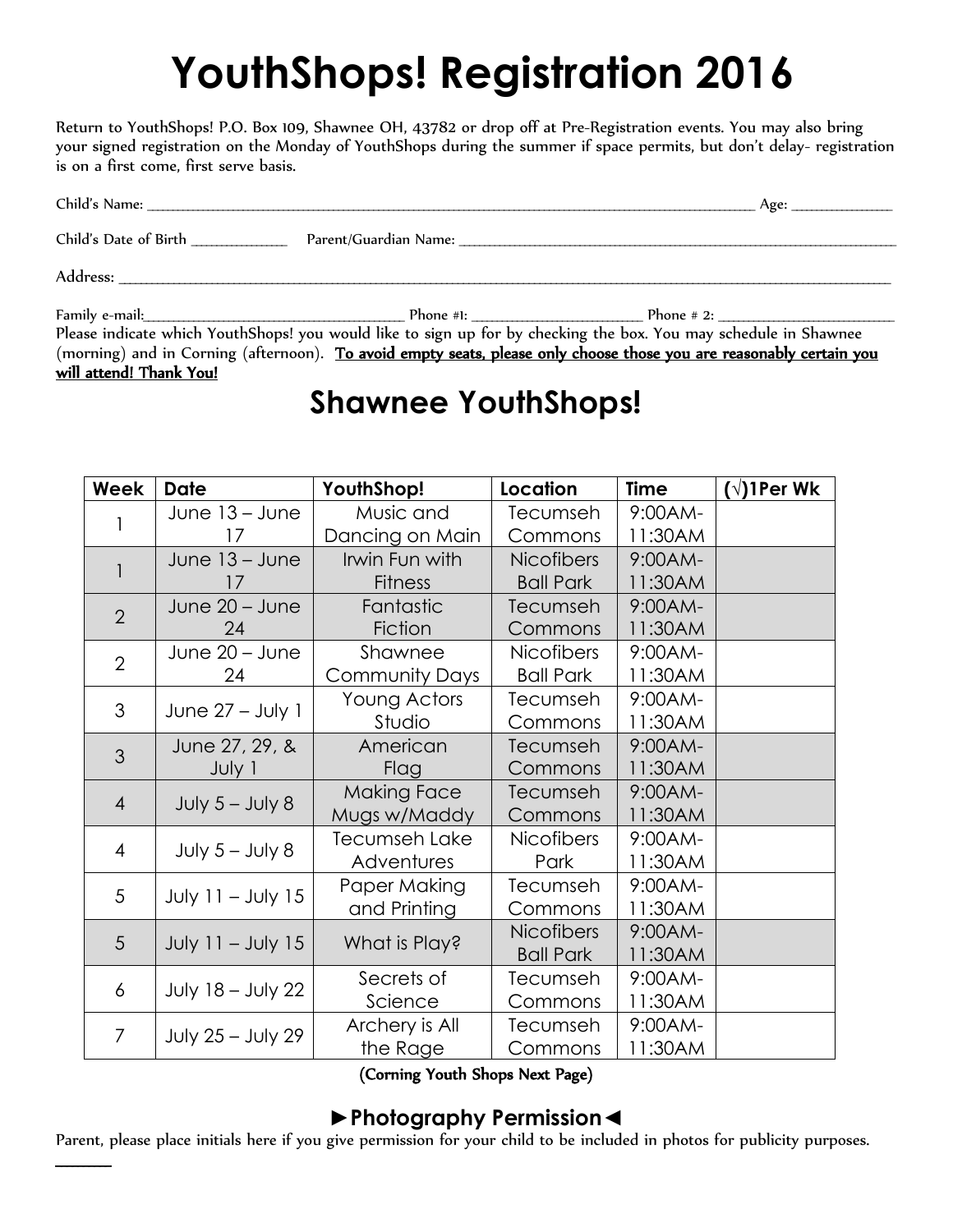# YouthShops! Registration 2016

Return to YouthShops! P.O. Box 109, Shawnee OH, 43782 or drop off at Pre-Registration events. You may also bring your signed registration on the Monday of YouthShops during the summer if space permits, but don't delay- registration is on a first come, first serve basis.

Child's Name: ______________________________________________ Age: __________

Child's Date of Birth __________ Parent/Guardian Name: ______________________________________

Address: ______________________________________________________________________

Family e-mail:__________________________ Phone #1: ________________ Phone # 2: __________________

Please indicate which YouthShops! you would like to sign up for by checking the box. You may schedule in Shawnee (morning) and in Corning (afternoon). **To avoid empty seats, please only choose those you are reasonably certain you will attend! Thank You!**

## Shawnee YouthShops!

| Week | Date | YouthShop! | Location | Time | (√)1Per Wk |
|---|---|---|---|---|---|
| 1 | June 13 – June 17 | Music and Dancing on Main | Tecumseh Commons | 9:00AM-11:30AM | |
| 1 | June 13 – June 17 | Irwin Fun with Fitness | Nicofibers Ball Park | 9:00AM-11:30AM | |
| 2 | June 20 – June 24 | Fantastic Fiction | Tecumseh Commons | 9:00AM-11:30AM | |
| 2 | June 20 – June 24 | Shawnee Community Days | Nicofibers Ball Park | 9:00AM-11:30AM | |
| 3 | June 27 – July 1 | Young Actors Studio | Tecumseh Commons | 9:00AM-11:30AM | |
| 3 | June 27, 29, & July 1 | American Flag | Tecumseh Commons | 9:00AM-11:30AM | |
| 4 | July 5 – July 8 | Making Face Mugs w/Maddy | Tecumseh Commons | 9:00AM-11:30AM | |
| 4 | July 5 – July 8 | Tecumseh Lake Adventures | Nicofibers Park | 9:00AM-11:30AM | |
| 5 | July 11 – July 15 | Paper Making and Printing | Tecumseh Commons | 9:00AM-11:30AM | |
| 5 | July 11 – July 15 | What is Play? | Nicofibers Ball Park | 9:00AM-11:30AM | |
| 6 | July 18 – July 22 | Secrets of Science | Tecumseh Commons | 9:00AM-11:30AM | |
| 7 | July 25 – July 29 | Archery is All the Rage | Tecumseh Commons | 9:00AM-11:30AM | |

(Corning Youth Shops Next Page)

### ►Photography Permission◄

Parent, please place initials here if you give permission for your child to be included in photos for publicity purposes.

______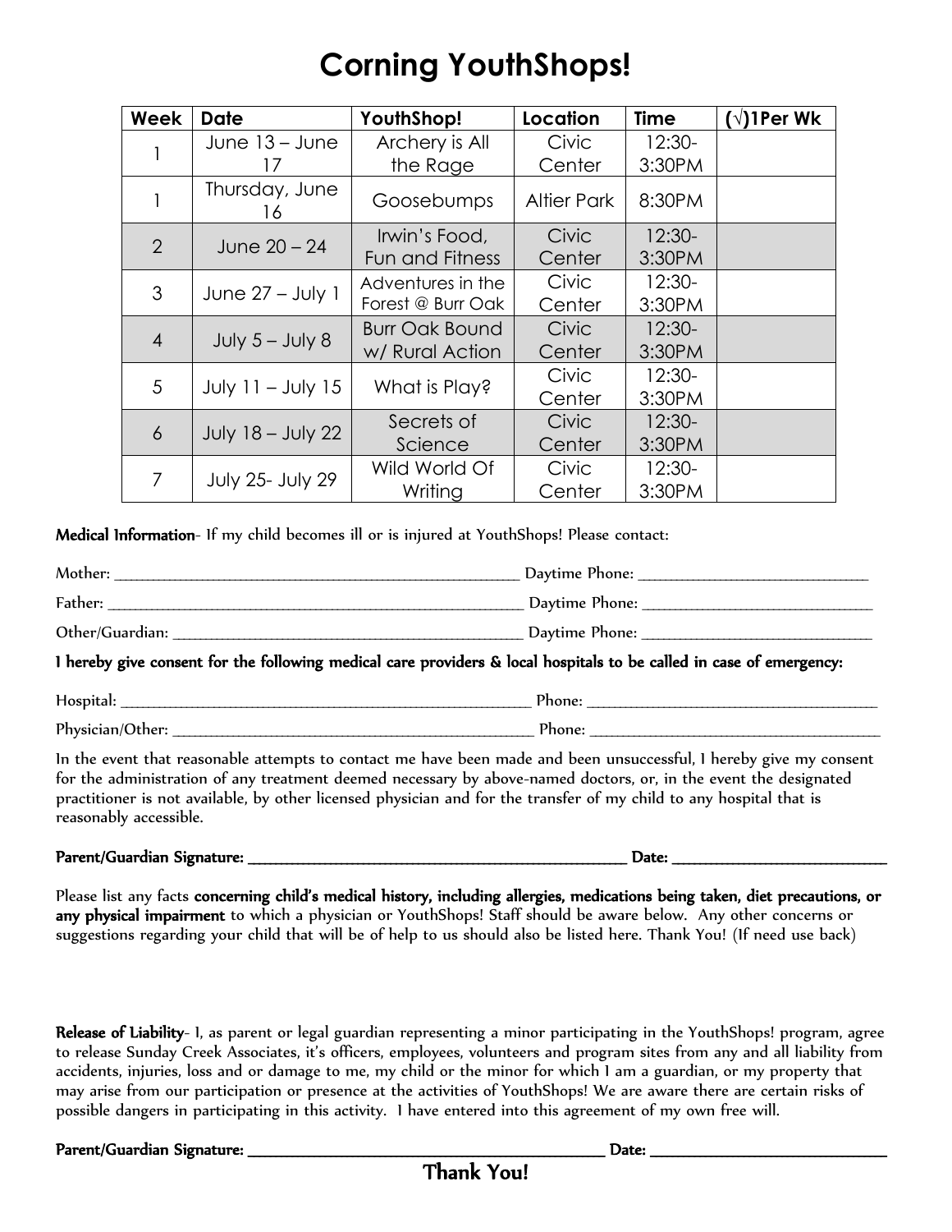# Corning YouthShops!

| Week | Date | YouthShop! | Location | Time | (√)1Per Wk |
|---|---|---|---|---|---|
| 1 | June 13 – June 17 | Archery is All the Rage | Civic Center | 12:30-3:30PM | |
| 1 | Thursday, June 16 | Goosebumps | Altier Park | 8:30PM | |
| 2 | June 20 – 24 | Irwin's Food, Fun and Fitness | Civic Center | 12:30-3:30PM | |
| 3 | June 27 – July 1 | Adventures in the Forest @ Burr Oak | Civic Center | 12:30-3:30PM | |
| 4 | July 5 – July 8 | Burr Oak Bound w/ Rural Action | Civic Center | 12:30-3:30PM | |
| 5 | July 11 – July 15 | What is Play? | Civic Center | 12:30-3:30PM | |
| 6 | July 18 – July 22 | Secrets of Science | Civic Center | 12:30-3:30PM | |
| 7 | July 25- July 29 | Wild World Of Writing | Civic Center | 12:30-3:30PM | |

**Medical Information**- If my child becomes ill or is injured at YouthShops! Please contact:

Mother: ______________________________ Daytime Phone: ______________________

Father: ______________________________ Daytime Phone: ______________________

Other/Guardian: ______________________________ Daytime Phone: ______________________

**I hereby give consent for the following medical care providers & local hospitals to be called in case of emergency:**

Hospital: ______________________________ Phone: ______________________

Physician/Other: ______________________________ Phone: ______________________

In the event that reasonable attempts to contact me have been made and been unsuccessful, I hereby give my consent for the administration of any treatment deemed necessary by above-named doctors, or, in the event the designated practitioner is not available, by other licensed physician and for the transfer of my child to any hospital that is reasonably accessible.

**Parent/Guardian Signature:** ______________________________ **Date:** ______________________

Please list any facts **concerning child's medical history, including allergies, medications being taken, diet precautions, or any physical impairment** to which a physician or YouthShops! Staff should be aware below. Any other concerns or suggestions regarding your child that will be of help to us should also be listed here. Thank You! (If need use back)

**Release of Liability**- I, as parent or legal guardian representing a minor participating in the YouthShops! program, agree to release Sunday Creek Associates, it's officers, employees, volunteers and program sites from any and all liability from accidents, injuries, loss and or damage to me, my child or the minor for which I am a guardian, or my property that may arise from our participation or presence at the activities of YouthShops! We are aware there are certain risks of possible dangers in participating in this activity. I have entered into this agreement of my own free will.

**Parent/Guardian Signature:** ______________________________ **Date:** ______________________

**Thank You!**